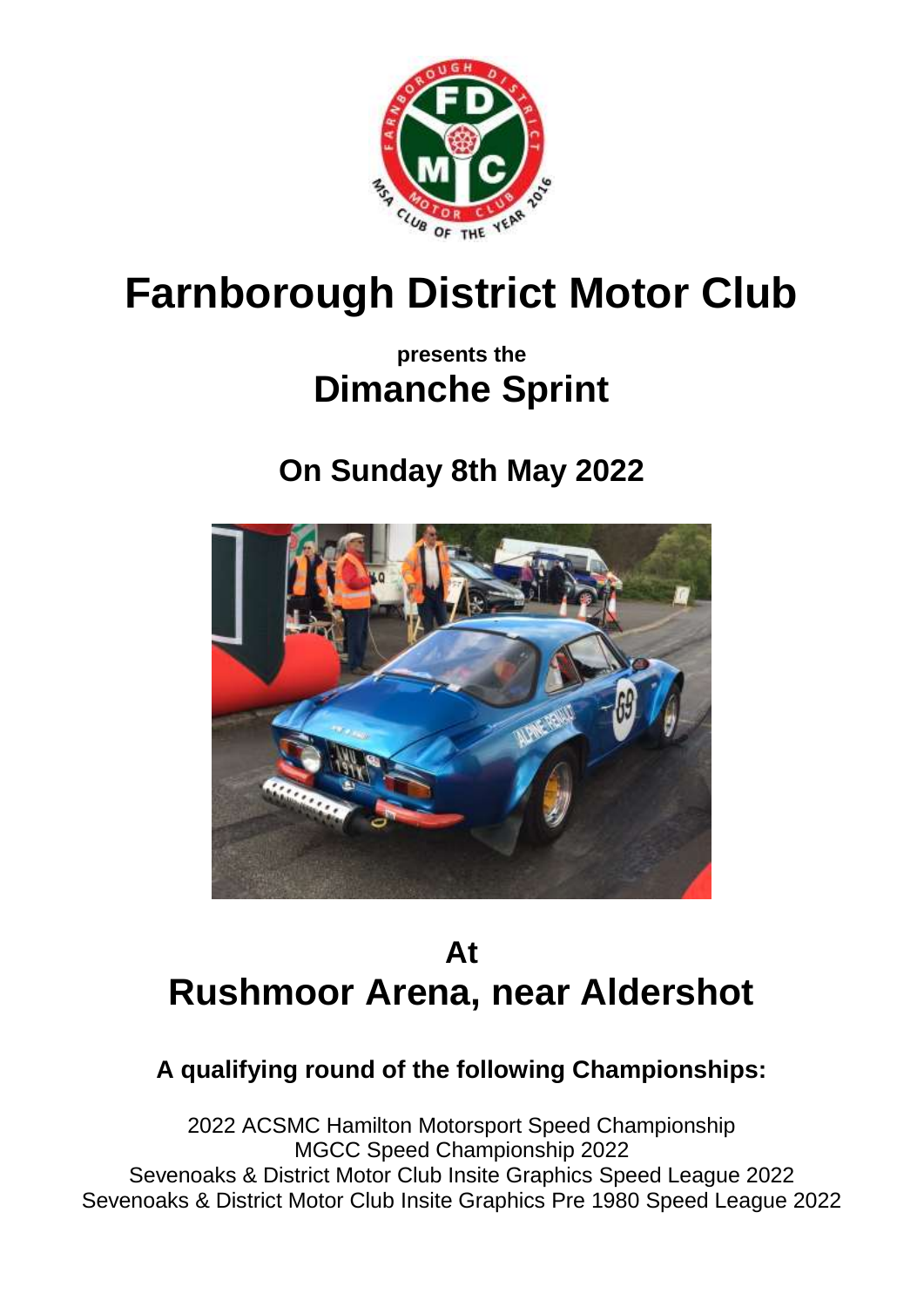# Farnborough District Motor Club

**presents the**

## Dimanche Sprint

## On Sunday 8th May 2022

## At
## Rushmoor Arena, near Aldershot

### A qualifying round of the following Championships:

2022 ACSMC Hamilton Motorsport Speed Championship
MGCC Speed Championship 2022
Sevenoaks & District Motor Club Insite Graphics Speed League 2022
Sevenoaks & District Motor Club Insite Graphics Pre 1980 Speed League 2022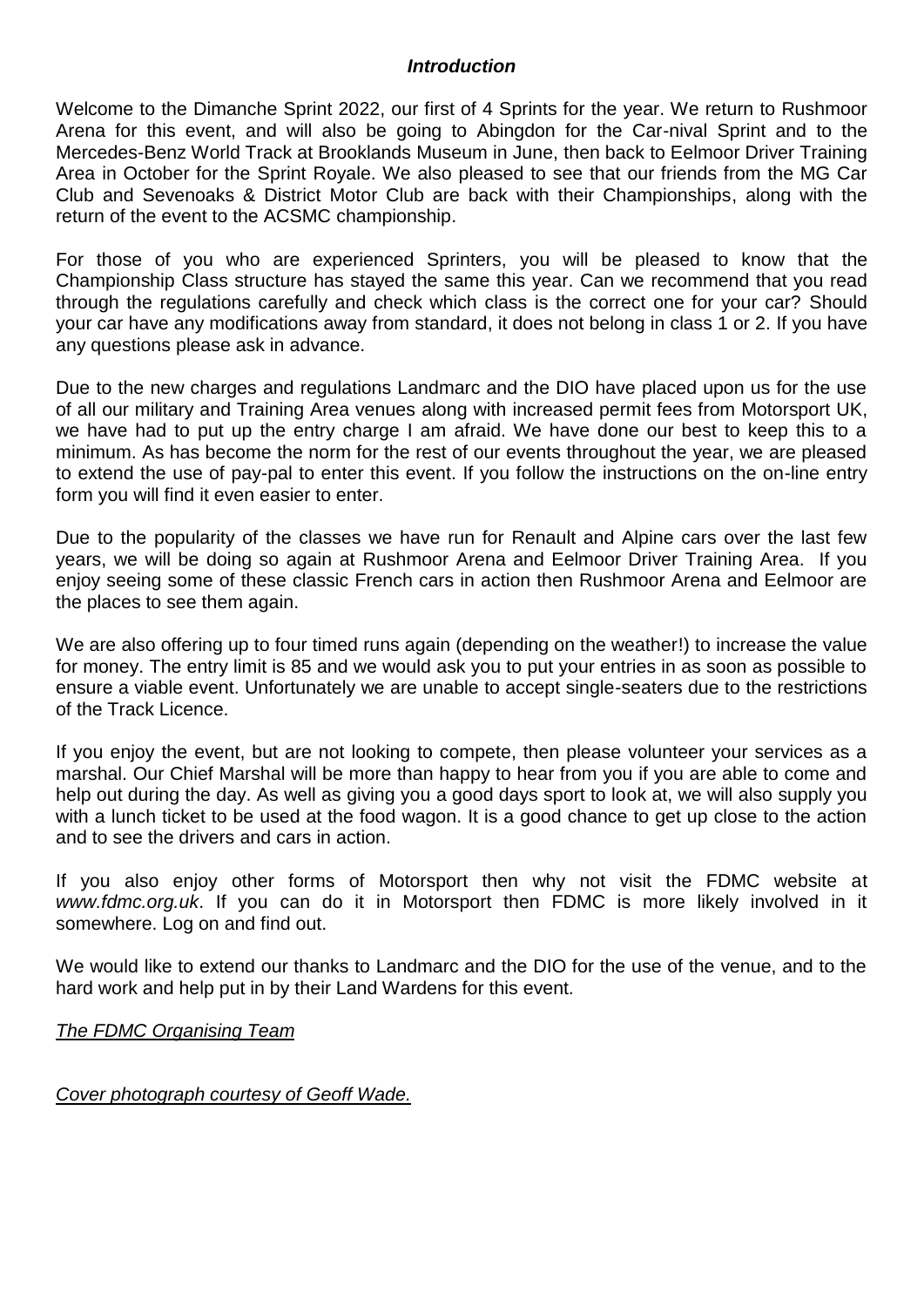## *Introduction*

Welcome to the Dimanche Sprint 2022, our first of 4 Sprints for the year. We return to Rushmoor Arena for this event, and will also be going to Abingdon for the Car-nival Sprint and to the Mercedes-Benz World Track at Brooklands Museum in June, then back to Eelmoor Driver Training Area in October for the Sprint Royale. We also pleased to see that our friends from the MG Car Club and Sevenoaks & District Motor Club are back with their Championships, along with the return of the event to the ACSMC championship.

For those of you who are experienced Sprinters, you will be pleased to know that the Championship Class structure has stayed the same this year. Can we recommend that you read through the regulations carefully and check which class is the correct one for your car? Should your car have any modifications away from standard, it does not belong in class 1 or 2. If you have any questions please ask in advance.

Due to the new charges and regulations Landmarc and the DIO have placed upon us for the use of all our military and Training Area venues along with increased permit fees from Motorsport UK, we have had to put up the entry charge I am afraid. We have done our best to keep this to a minimum. As has become the norm for the rest of our events throughout the year, we are pleased to extend the use of pay-pal to enter this event. If you follow the instructions on the on-line entry form you will find it even easier to enter.

Due to the popularity of the classes we have run for Renault and Alpine cars over the last few years, we will be doing so again at Rushmoor Arena and Eelmoor Driver Training Area. If you enjoy seeing some of these classic French cars in action then Rushmoor Arena and Eelmoor are the places to see them again.

We are also offering up to four timed runs again (depending on the weather!) to increase the value for money. The entry limit is 85 and we would ask you to put your entries in as soon as possible to ensure a viable event. Unfortunately we are unable to accept single-seaters due to the restrictions of the Track Licence.

If you enjoy the event, but are not looking to compete, then please volunteer your services as a marshal. Our Chief Marshal will be more than happy to hear from you if you are able to come and help out during the day. As well as giving you a good days sport to look at, we will also supply you with a lunch ticket to be used at the food wagon. It is a good chance to get up close to the action and to see the drivers and cars in action.

If you also enjoy other forms of Motorsport then why not visit the FDMC website at *www.fdmc.org.uk*. If you can do it in Motorsport then FDMC is more likely involved in it somewhere. Log on and find out.

We would like to extend our thanks to Landmarc and the DIO for the use of the venue, and to the hard work and help put in by their Land Wardens for this event.

*The FDMC Organising Team*

*Cover photograph courtesy of Geoff Wade.*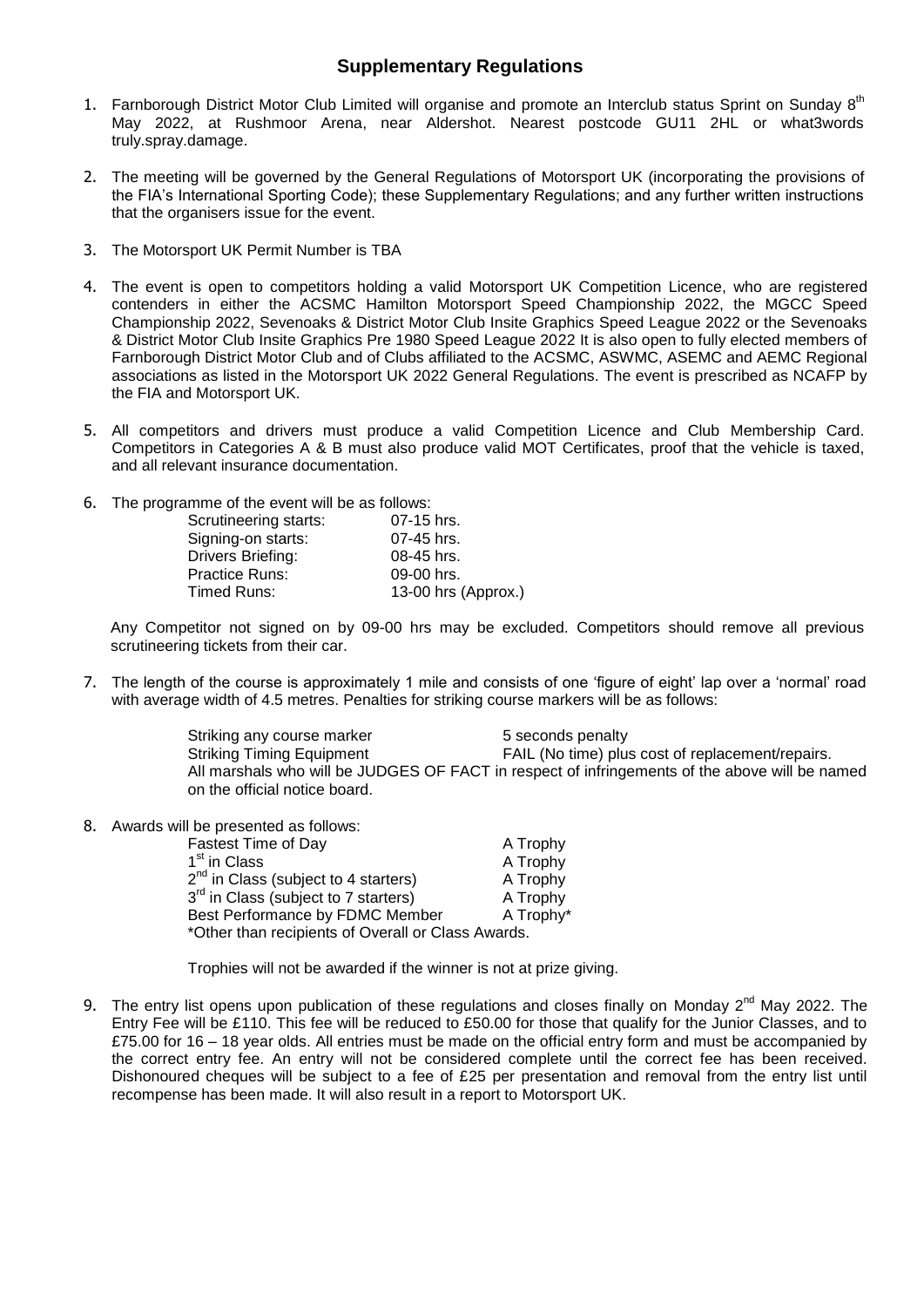## Supplementary Regulations

1. Farnborough District Motor Club Limited will organise and promote an Interclub status Sprint on Sunday 8th May 2022, at Rushmoor Arena, near Aldershot. Nearest postcode GU11 2HL or what3words truly.spray.damage.

2. The meeting will be governed by the General Regulations of Motorsport UK (incorporating the provisions of the FIA's International Sporting Code); these Supplementary Regulations; and any further written instructions that the organisers issue for the event.

3. The Motorsport UK Permit Number is TBA

4. The event is open to competitors holding a valid Motorsport UK Competition Licence, who are registered contenders in either the ACSMC Hamilton Motorsport Speed Championship 2022, the MGCC Speed Championship 2022, Sevenoaks & District Motor Club Insite Graphics Speed League 2022 or the Sevenoaks & District Motor Club Insite Graphics Pre 1980 Speed League 2022 It is also open to fully elected members of Farnborough District Motor Club and of Clubs affiliated to the ACSMC, ASWMC, ASEMC and AEMC Regional associations as listed in the Motorsport UK 2022 General Regulations. The event is prescribed as NCAFP by the FIA and Motorsport UK.

5. All competitors and drivers must produce a valid Competition Licence and Club Membership Card. Competitors in Categories A & B must also produce valid MOT Certificates, proof that the vehicle is taxed, and all relevant insurance documentation.

6. The programme of the event will be as follows:

| | |
|---|---|
| Scrutineering starts: | 07-15 hrs. |
| Signing-on starts: | 07-45 hrs. |
| Drivers Briefing: | 08-45 hrs. |
| Practice Runs: | 09-00 hrs. |
| Timed Runs: | 13-00 hrs (Approx.) |

Any Competitor not signed on by 09-00 hrs may be excluded. Competitors should remove all previous scrutineering tickets from their car.

7. The length of the course is approximately 1 mile and consists of one 'figure of eight' lap over a 'normal' road with average width of 4.5 metres. Penalties for striking course markers will be as follows:

| | |
|---|---|
| Striking any course marker | 5 seconds penalty |
| Striking Timing Equipment | FAIL (No time) plus cost of replacement/repairs. |

All marshals who will be JUDGES OF FACT in respect of infringements of the above will be named on the official notice board.

8. Awards will be presented as follows:

| | |
|---|---|
| Fastest Time of Day | A Trophy |
| 1st in Class | A Trophy |
| 2nd in Class (subject to 4 starters) | A Trophy |
| 3rd in Class (subject to 7 starters) | A Trophy |
| Best Performance by FDMC Member | A Trophy* |

*Other than recipients of Overall or Class Awards.

Trophies will not be awarded if the winner is not at prize giving.

9. The entry list opens upon publication of these regulations and closes finally on Monday 2nd May 2022. The Entry Fee will be £110. This fee will be reduced to £50.00 for those that qualify for the Junior Classes, and to £75.00 for 16 – 18 year olds. All entries must be made on the official entry form and must be accompanied by the correct entry fee. An entry will not be considered complete until the correct fee has been received. Dishonoured cheques will be subject to a fee of £25 per presentation and removal from the entry list until recompense has been made. It will also result in a report to Motorsport UK.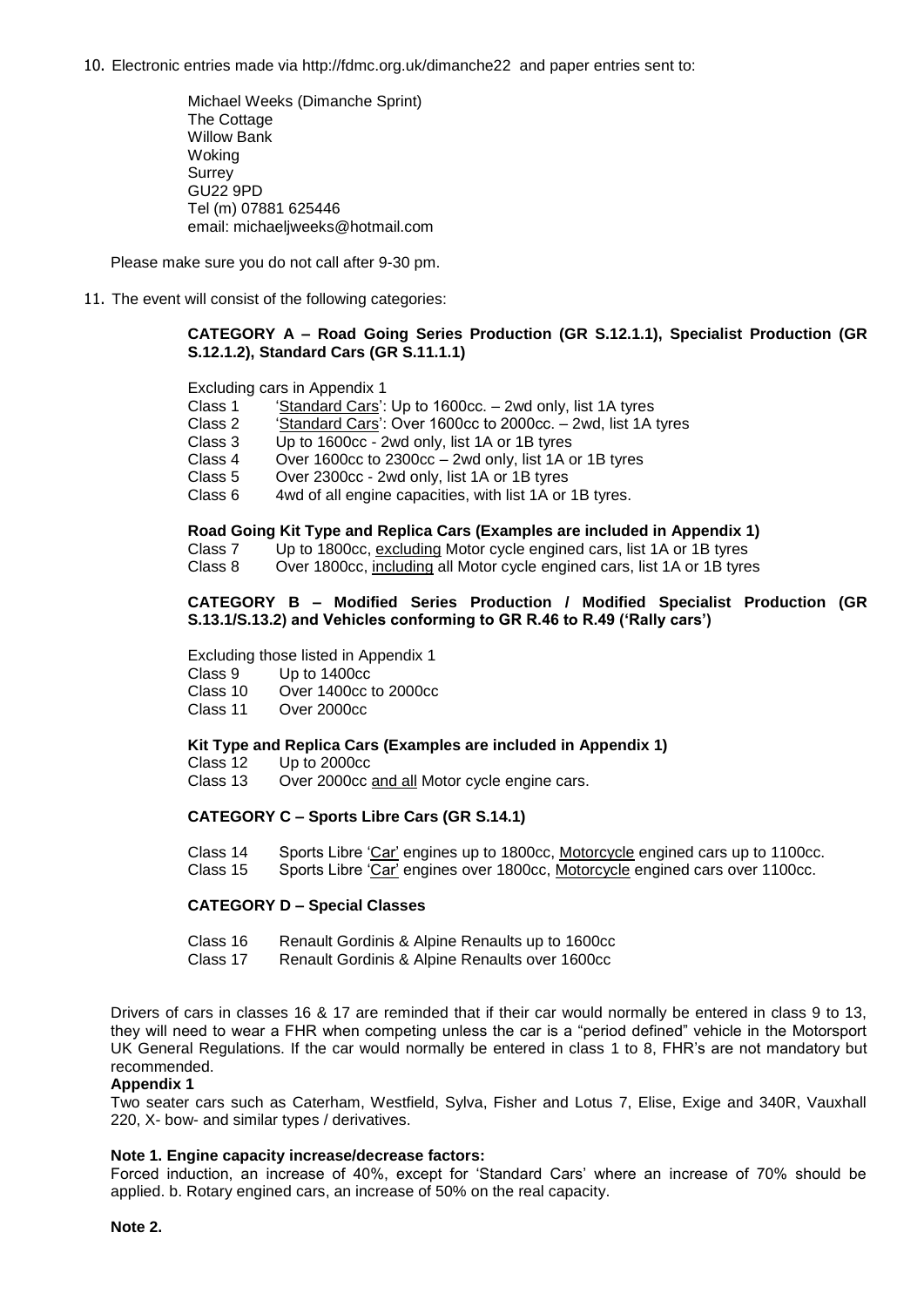10. Electronic entries made via http://fdmc.org.uk/dimanche22 and paper entries sent to:

    Michael Weeks (Dimanche Sprint)
    The Cottage
    Willow Bank
    Woking
    Surrey
    GU22 9PD
    Tel (m) 07881 625446
    email: michaeljweeks@hotmail.com

    Please make sure you do not call after 9-30 pm.

11. The event will consist of the following categories:

**CATEGORY A – Road Going Series Production (GR S.12.1.1), Specialist Production (GR S.12.1.2), Standard Cars (GR S.11.1.1)**

Excluding cars in Appendix 1

| | |
|---|---|
| Class 1 | '<u>Standard Cars</u>': Up to 1600cc. – 2wd only, list 1A tyres |
| Class 2 | '<u>Standard Cars</u>': Over 1600cc to 2000cc. – 2wd, list 1A tyres |
| Class 3 | Up to 1600cc - 2wd only, list 1A or 1B tyres |
| Class 4 | Over 1600cc to 2300cc – 2wd only, list 1A or 1B tyres |
| Class 5 | Over 2300cc - 2wd only, list 1A or 1B tyres |
| Class 6 | 4wd of all engine capacities, with list 1A or 1B tyres. |

**Road Going Kit Type and Replica Cars (Examples are included in Appendix 1)**

| | |
|---|---|
| Class 7 | Up to 1800cc, <u>excluding</u> Motor cycle engined cars, list 1A or 1B tyres |
| Class 8 | Over 1800cc, <u>including</u> all Motor cycle engined cars, list 1A or 1B tyres |

**CATEGORY B – Modified Series Production / Modified Specialist Production (GR S.13.1/S.13.2) and Vehicles conforming to GR R.46 to R.49 ('Rally cars')**

Excluding those listed in Appendix 1

| | |
|---|---|
| Class 9 | Up to 1400cc |
| Class 10 | Over 1400cc to 2000cc |
| Class 11 | Over 2000cc |

**Kit Type and Replica Cars (Examples are included in Appendix 1)**

| | |
|---|---|
| Class 12 | Up to 2000cc |
| Class 13 | Over 2000cc <u>and all</u> Motor cycle engine cars. |

**CATEGORY C – Sports Libre Cars (GR S.14.1)**

| | |
|---|---|
| Class 14 | Sports Libre '<u>Car</u>' engines up to 1800cc, <u>Motorcycle</u> engined cars up to 1100cc. |
| Class 15 | Sports Libre '<u>Car</u>' engines over 1800cc, <u>Motorcycle</u> engined cars over 1100cc. |

**CATEGORY D – Special Classes**

| | |
|---|---|
| Class 16 | Renault Gordinis & Alpine Renaults up to 1600cc |
| Class 17 | Renault Gordinis & Alpine Renaults over 1600cc |

Drivers of cars in classes 16 & 17 are reminded that if their car would normally be entered in class 9 to 13, they will need to wear a FHR when competing unless the car is a "period defined" vehicle in the Motorsport UK General Regulations. If the car would normally be entered in class 1 to 8, FHR's are not mandatory but recommended.

**Appendix 1**

Two seater cars such as Caterham, Westfield, Sylva, Fisher and Lotus 7, Elise, Exige and 340R, Vauxhall 220, X- bow- and similar types / derivatives.

**Note 1. Engine capacity increase/decrease factors:**

Forced induction, an increase of 40%, except for 'Standard Cars' where an increase of 70% should be applied. b. Rotary engined cars, an increase of 50% on the real capacity.

**Note 2.**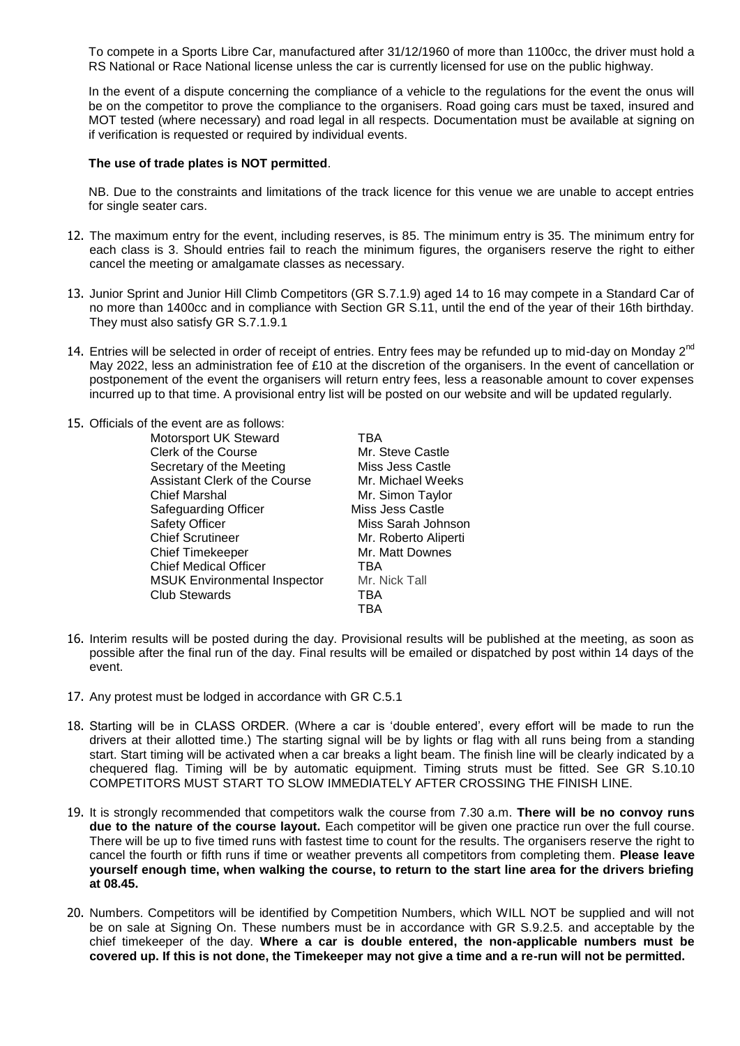To compete in a Sports Libre Car, manufactured after 31/12/1960 of more than 1100cc, the driver must hold a RS National or Race National license unless the car is currently licensed for use on the public highway.

In the event of a dispute concerning the compliance of a vehicle to the regulations for the event the onus will be on the competitor to prove the compliance to the organisers. Road going cars must be taxed, insured and MOT tested (where necessary) and road legal in all respects. Documentation must be available at signing on if verification is requested or required by individual events.

**The use of trade plates is NOT permitted**.

NB. Due to the constraints and limitations of the track licence for this venue we are unable to accept entries for single seater cars.

12. The maximum entry for the event, including reserves, is 85. The minimum entry is 35. The minimum entry for each class is 3. Should entries fail to reach the minimum figures, the organisers reserve the right to either cancel the meeting or amalgamate classes as necessary.

13. Junior Sprint and Junior Hill Climb Competitors (GR S.7.1.9) aged 14 to 16 may compete in a Standard Car of no more than 1400cc and in compliance with Section GR S.11, until the end of the year of their 16th birthday. They must also satisfy GR S.7.1.9.1

14. Entries will be selected in order of receipt of entries. Entry fees may be refunded up to mid-day on Monday 2nd May 2022, less an administration fee of £10 at the discretion of the organisers. In the event of cancellation or postponement of the event the organisers will return entry fees, less a reasonable amount to cover expenses incurred up to that time. A provisional entry list will be posted on our website and will be updated regularly.

15. Officials of the event are as follows:

| | |
|---|---|
| Motorsport UK Steward | TBA |
| Clerk of the Course | Mr. Steve Castle |
| Secretary of the Meeting | Miss Jess Castle |
| Assistant Clerk of the Course | Mr. Michael Weeks |
| Chief Marshal | Mr. Simon Taylor |
| Safeguarding Officer | Miss Jess Castle |
| Safety Officer | Miss Sarah Johnson |
| Chief Scrutineer | Mr. Roberto Aliperti |
| Chief Timekeeper | Mr. Matt Downes |
| Chief Medical Officer | TBA |
| MSUK Environmental Inspector | Mr. Nick Tall |
| Club Stewards | TBA |
| | TBA |

16. Interim results will be posted during the day. Provisional results will be published at the meeting, as soon as possible after the final run of the day. Final results will be emailed or dispatched by post within 14 days of the event.

17. Any protest must be lodged in accordance with GR C.5.1

18. Starting will be in CLASS ORDER. (Where a car is 'double entered', every effort will be made to run the drivers at their allotted time.) The starting signal will be by lights or flag with all runs being from a standing start. Start timing will be activated when a car breaks a light beam. The finish line will be clearly indicated by a chequered flag. Timing will be by automatic equipment. Timing struts must be fitted. See GR S.10.10 COMPETITORS MUST START TO SLOW IMMEDIATELY AFTER CROSSING THE FINISH LINE.

19. It is strongly recommended that competitors walk the course from 7.30 a.m. **There will be no convoy runs due to the nature of the course layout.** Each competitor will be given one practice run over the full course. There will be up to five timed runs with fastest time to count for the results. The organisers reserve the right to cancel the fourth or fifth runs if time or weather prevents all competitors from completing them. **Please leave yourself enough time, when walking the course, to return to the start line area for the drivers briefing at 08.45.**

20. Numbers. Competitors will be identified by Competition Numbers, which WILL NOT be supplied and will not be on sale at Signing On. These numbers must be in accordance with GR S.9.2.5. and acceptable by the chief timekeeper of the day. **Where a car is double entered, the non-applicable numbers must be covered up. If this is not done, the Timekeeper may not give a time and a re-run will not be permitted.**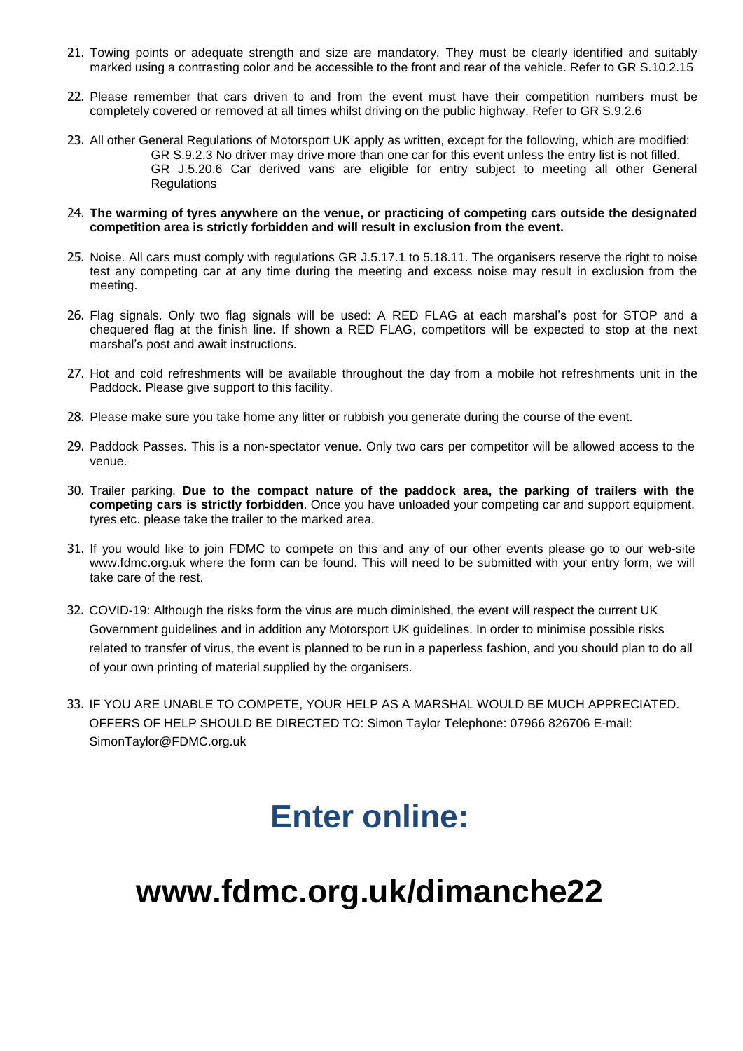21. Towing points or adequate strength and size are mandatory. They must be clearly identified and suitably marked using a contrasting color and be accessible to the front and rear of the vehicle. Refer to GR S.10.2.15

22. Please remember that cars driven to and from the event must have their competition numbers must be completely covered or removed at all times whilst driving on the public highway. Refer to GR S.9.2.6

23. All other General Regulations of Motorsport UK apply as written, except for the following, which are modified:
    GR S.9.2.3 No driver may drive more than one car for this event unless the entry list is not filled.
    GR J.5.20.6 Car derived vans are eligible for entry subject to meeting all other General Regulations

24. **The warming of tyres anywhere on the venue, or practicing of competing cars outside the designated competition area is strictly forbidden and will result in exclusion from the event.**

25. Noise. All cars must comply with regulations GR J.5.17.1 to 5.18.11. The organisers reserve the right to noise test any competing car at any time during the meeting and excess noise may result in exclusion from the meeting.

26. Flag signals. Only two flag signals will be used: A RED FLAG at each marshal's post for STOP and a chequered flag at the finish line. If shown a RED FLAG, competitors will be expected to stop at the next marshal's post and await instructions.

27. Hot and cold refreshments will be available throughout the day from a mobile hot refreshments unit in the Paddock. Please give support to this facility.

28. Please make sure you take home any litter or rubbish you generate during the course of the event.

29. Paddock Passes. This is a non-spectator venue. Only two cars per competitor will be allowed access to the venue.

30. Trailer parking. **Due to the compact nature of the paddock area, the parking of trailers with the competing cars is strictly forbidden**. Once you have unloaded your competing car and support equipment, tyres etc. please take the trailer to the marked area.

31. If you would like to join FDMC to compete on this and any of our other events please go to our web-site www.fdmc.org.uk where the form can be found. This will need to be submitted with your entry form, we will take care of the rest.

32. COVID-19: Although the risks form the virus are much diminished, the event will respect the current UK Government guidelines and in addition any Motorsport UK guidelines. In order to minimise possible risks related to transfer of virus, the event is planned to be run in a paperless fashion, and you should plan to do all of your own printing of material supplied by the organisers.

33. IF YOU ARE UNABLE TO COMPETE, YOUR HELP AS A MARSHAL WOULD BE MUCH APPRECIATED. OFFERS OF HELP SHOULD BE DIRECTED TO: Simon Taylor Telephone: 07966 826706 E-mail: SimonTaylor@FDMC.org.uk

# Enter online:

# www.fdmc.org.uk/dimanche22